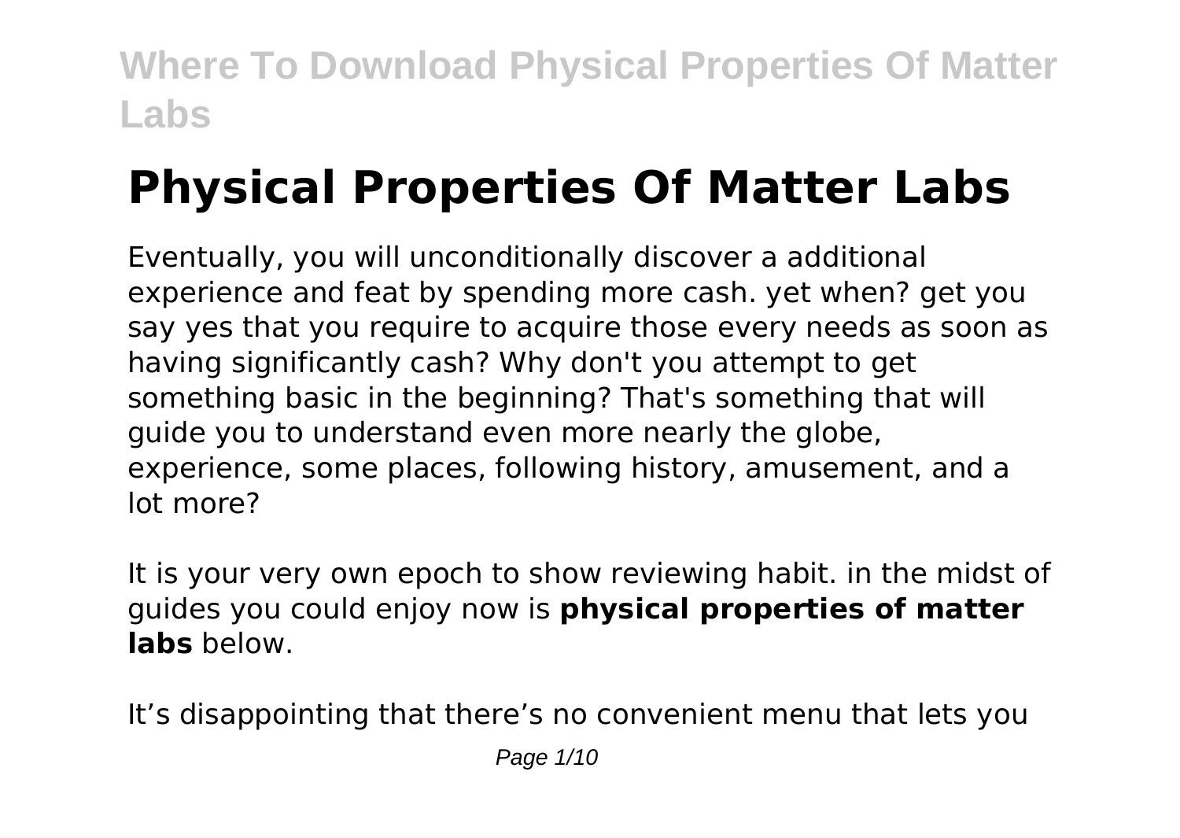# Physical Properties Of Matter Labs

Eventually, you will unconditionally discover a additional experience and feat by spending more cash. yet when? get you say yes that you require to acquire those every needs as soon as having significantly cash? Why don't you attempt to get something basic in the beginning? That's something that will guide you to understand even more nearly the globe, experience, some places, following history, amusement, and a lot more?

It is your very own epoch to show reviewing habit. in the midst of guides you could enjoy now is **physical properties of matter labs** below.

It's disappointing that there's no convenient menu that lets you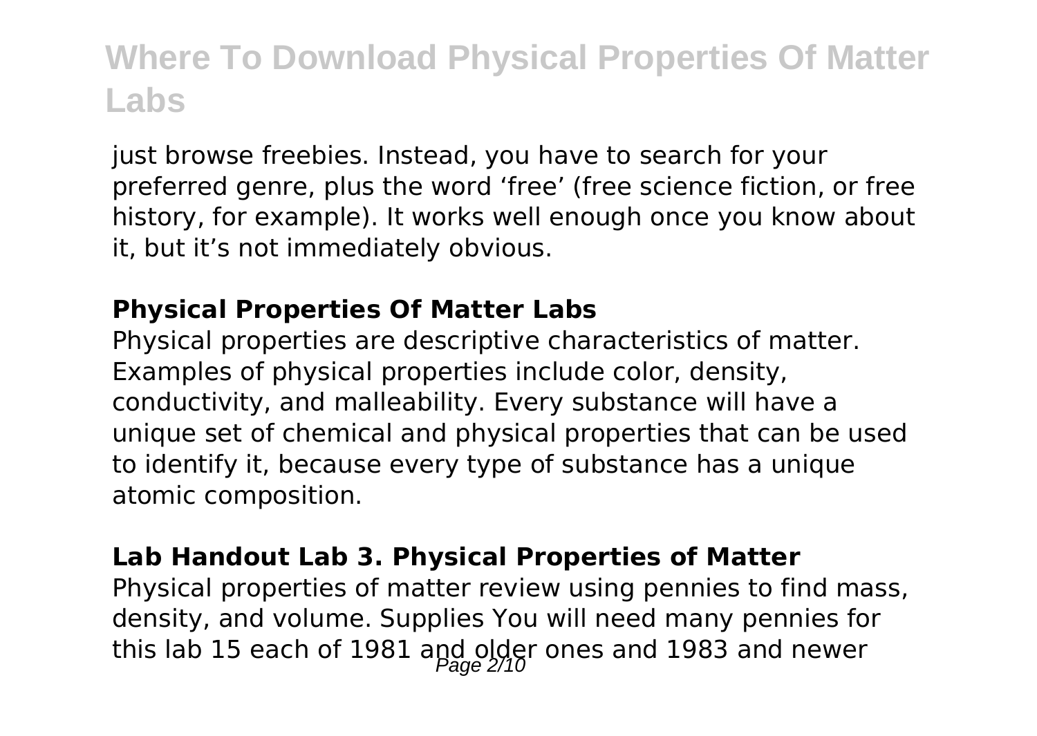just browse freebies. Instead, you have to search for your preferred genre, plus the word ‘free’ (free science fiction, or free history, for example). It works well enough once you know about it, but it’s not immediately obvious.

### Physical Properties Of Matter Labs

Physical properties are descriptive characteristics of matter. Examples of physical properties include color, density, conductivity, and malleability. Every substance will have a unique set of chemical and physical properties that can be used to identify it, because every type of substance has a unique atomic composition.

### Lab Handout Lab 3. Physical Properties of Matter

Physical properties of matter review using pennies to find mass, density, and volume. Supplies You will need many pennies for this lab 15 each of 1981 and older ones and 1983 and newer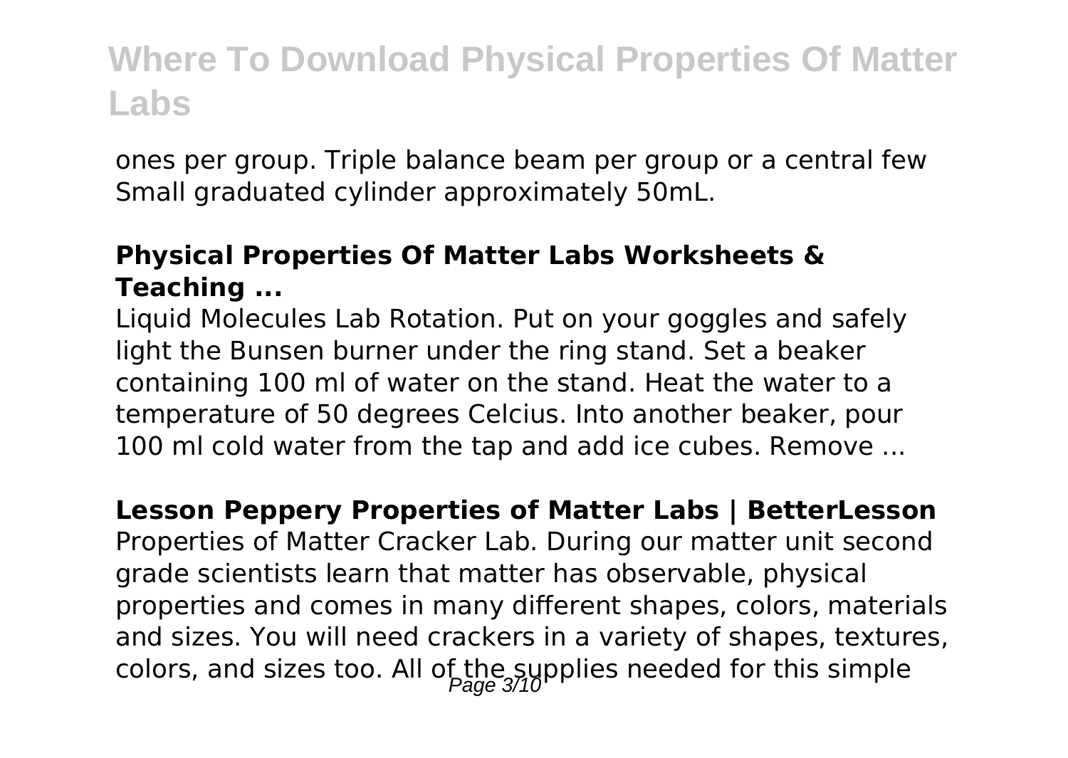ones per group. Triple balance beam per group or a central few Small graduated cylinder approximately 50mL.

### Physical Properties Of Matter Labs Worksheets & Teaching ...

Liquid Molecules Lab Rotation. Put on your goggles and safely light the Bunsen burner under the ring stand. Set a beaker containing 100 ml of water on the stand. Heat the water to a temperature of 50 degrees Celcius. Into another beaker, pour 100 ml cold water from the tap and add ice cubes. Remove ...

### Lesson Peppery Properties of Matter Labs | BetterLesson

Properties of Matter Cracker Lab. During our matter unit second grade scientists learn that matter has observable, physical properties and comes in many different shapes, colors, materials and sizes. You will need crackers in a variety of shapes, textures, colors, and sizes too. All of the supplies needed for this simple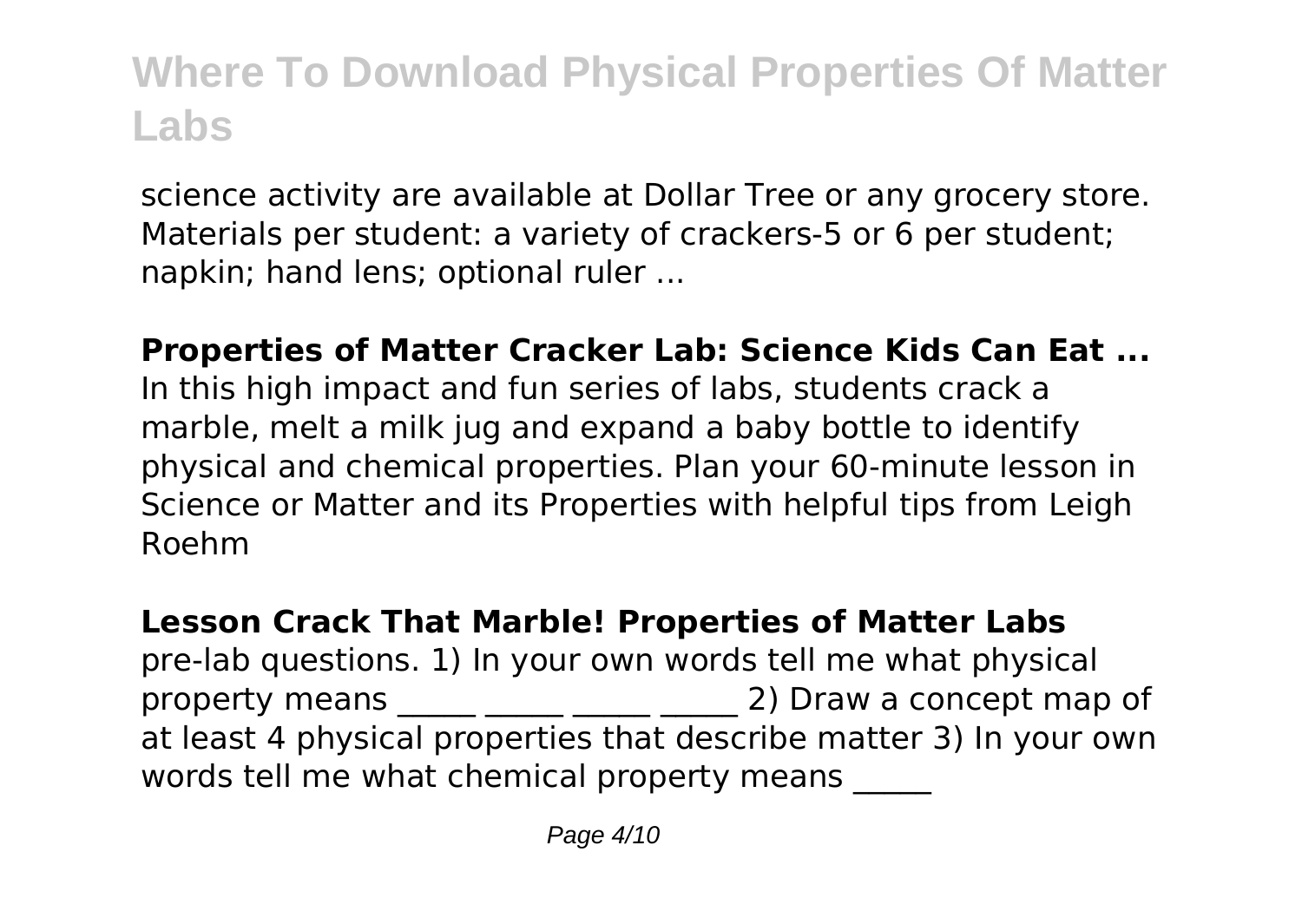science activity are available at Dollar Tree or any grocery store. Materials per student: a variety of crackers-5 or 6 per student; napkin; hand lens; optional ruler ...

**Properties of Matter Cracker Lab: Science Kids Can Eat ...**

In this high impact and fun series of labs, students crack a marble, melt a milk jug and expand a baby bottle to identify physical and chemical properties. Plan your 60-minute lesson in Science or Matter and its Properties with helpful tips from Leigh Roehm

**Lesson Crack That Marble! Properties of Matter Labs**

pre-lab questions. 1) In your own words tell me what physical property means _____ _____ _____ _____ 2) Draw a concept map of at least 4 physical properties that describe matter 3) In your own words tell me what chemical property means _____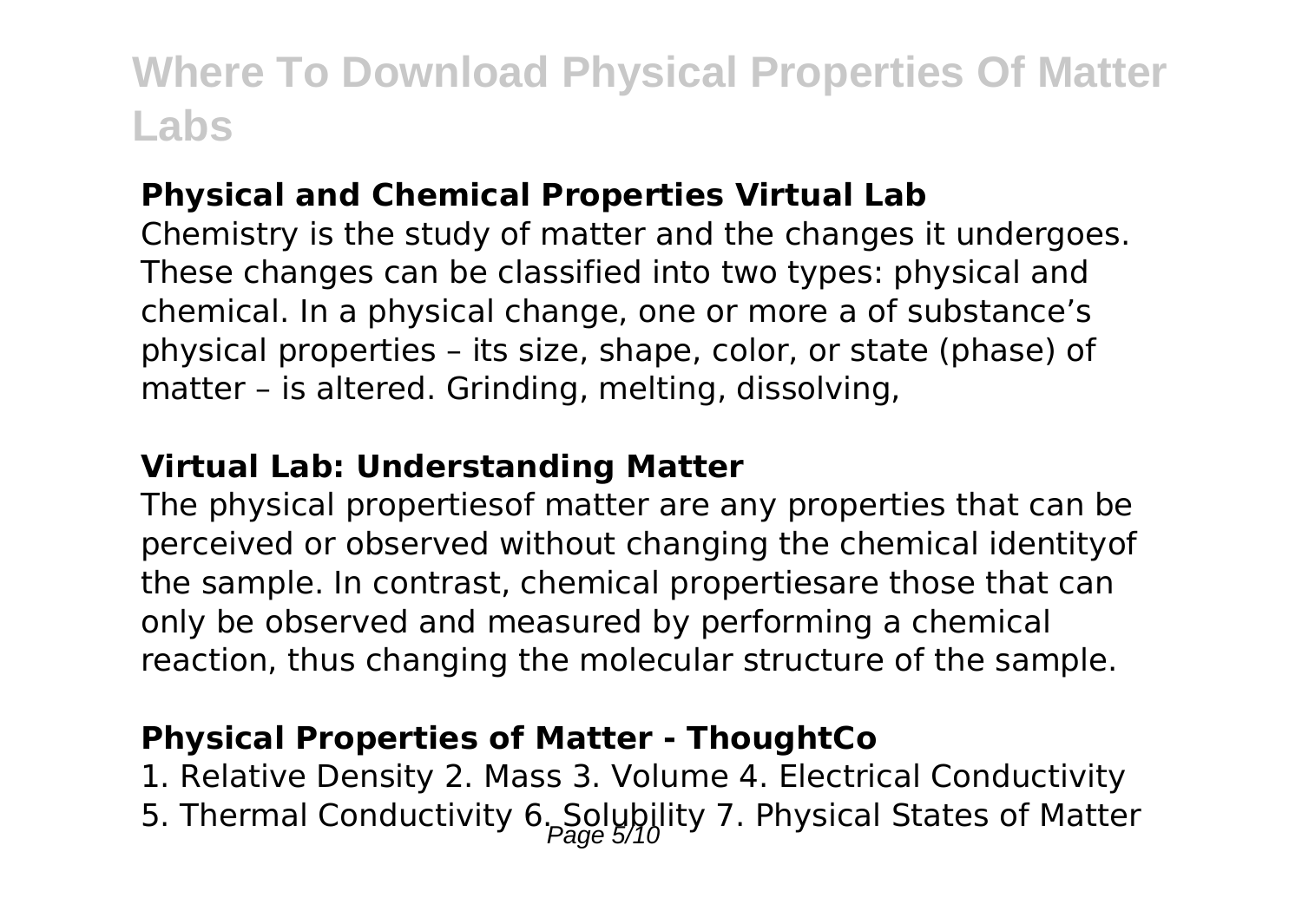**Physical and Chemical Properties Virtual Lab**

Chemistry is the study of matter and the changes it undergoes. These changes can be classified into two types: physical and chemical. In a physical change, one or more a of substance's physical properties – its size, shape, color, or state (phase) of matter – is altered. Grinding, melting, dissolving,

**Virtual Lab: Understanding Matter**

The physical propertiesof matter are any properties that can be perceived or observed without changing the chemical identityof the sample. In contrast, chemical propertiesare those that can only be observed and measured by performing a chemical reaction, thus changing the molecular structure of the sample.

**Physical Properties of Matter - ThoughtCo**

1. Relative Density 2. Mass 3. Volume 4. Electrical Conductivity 5. Thermal Conductivity 6. Solubility 7. Physical States of Matter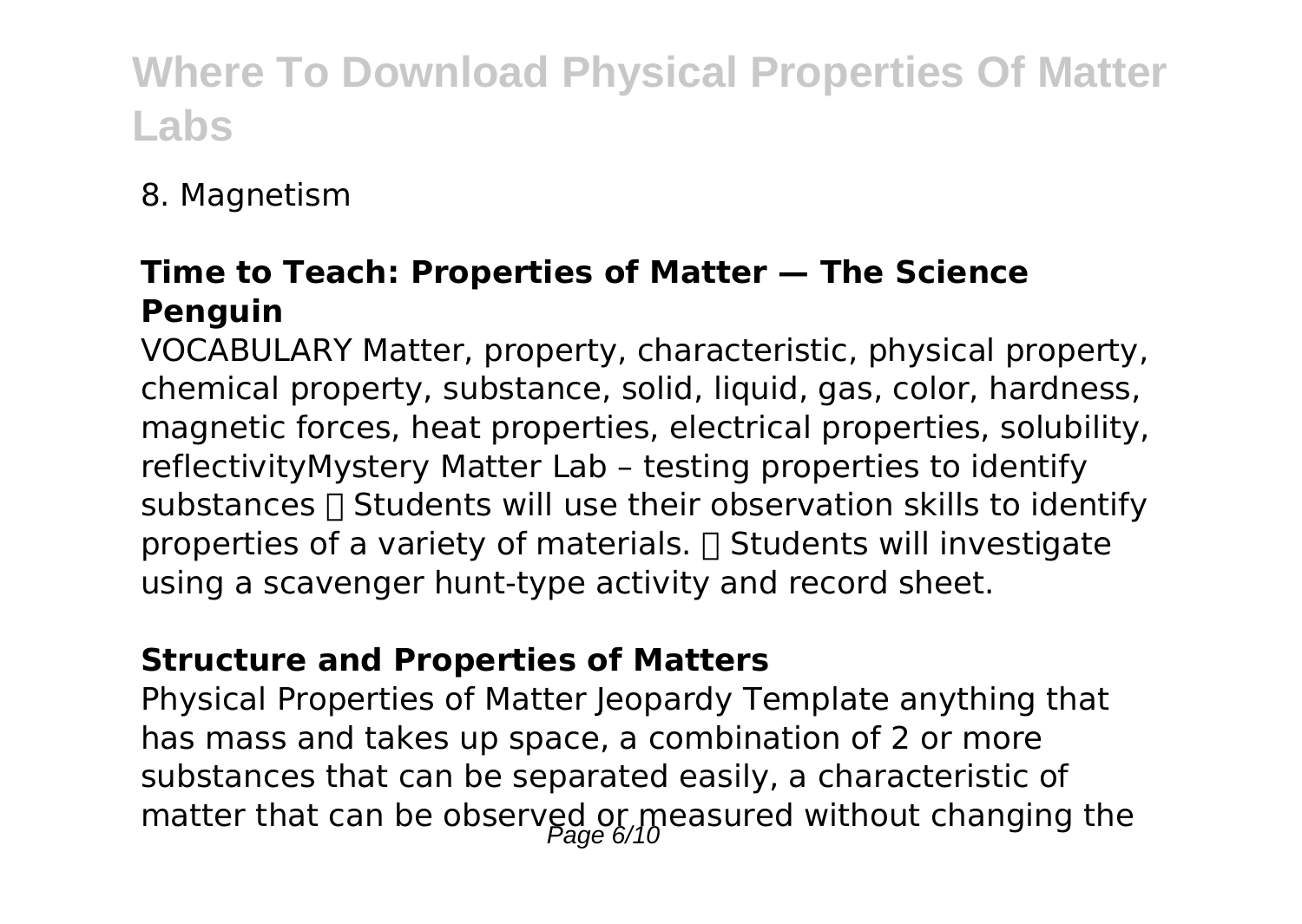8. Magnetism

### Time to Teach: Properties of Matter — The Science Penguin

VOCABULARY Matter, property, characteristic, physical property, chemical property, substance, solid, liquid, gas, color, hardness, magnetic forces, heat properties, electrical properties, solubility, reflectivityMystery Matter Lab – testing properties to identify substances  Students will use their observation skills to identify properties of a variety of materials.  Students will investigate using a scavenger hunt-type activity and record sheet.

### Structure and Properties of Matters

Physical Properties of Matter Jeopardy Template anything that has mass and takes up space, a combination of 2 or more substances that can be separated easily, a characteristic of matter that can be observed or measured without changing the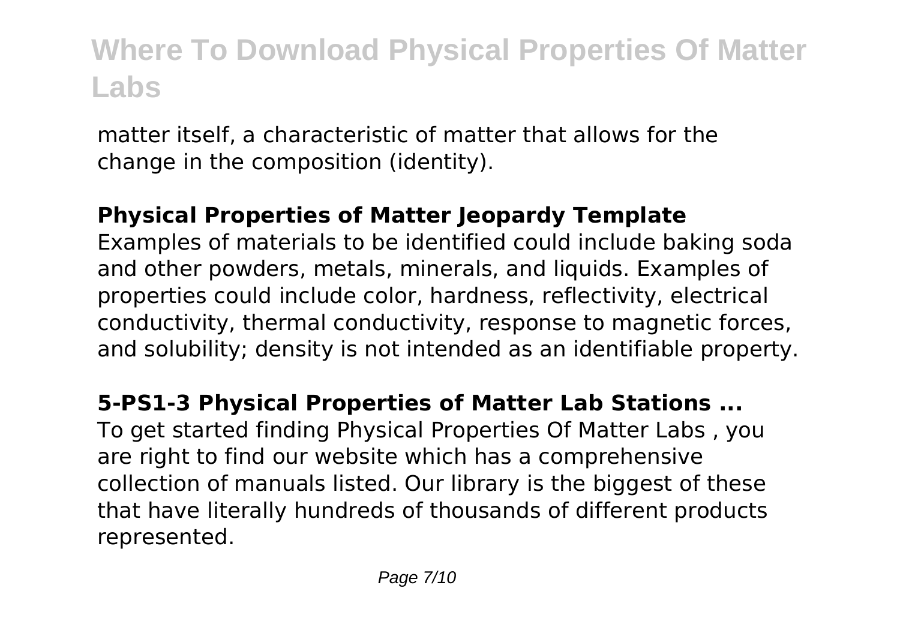matter itself, a characteristic of matter that allows for the change in the composition (identity).

**Physical Properties of Matter Jeopardy Template**

Examples of materials to be identified could include baking soda and other powders, metals, minerals, and liquids. Examples of properties could include color, hardness, reflectivity, electrical conductivity, thermal conductivity, response to magnetic forces, and solubility; density is not intended as an identifiable property.

**5-PS1-3 Physical Properties of Matter Lab Stations ...**

To get started finding Physical Properties Of Matter Labs , you are right to find our website which has a comprehensive collection of manuals listed. Our library is the biggest of these that have literally hundreds of thousands of different products represented.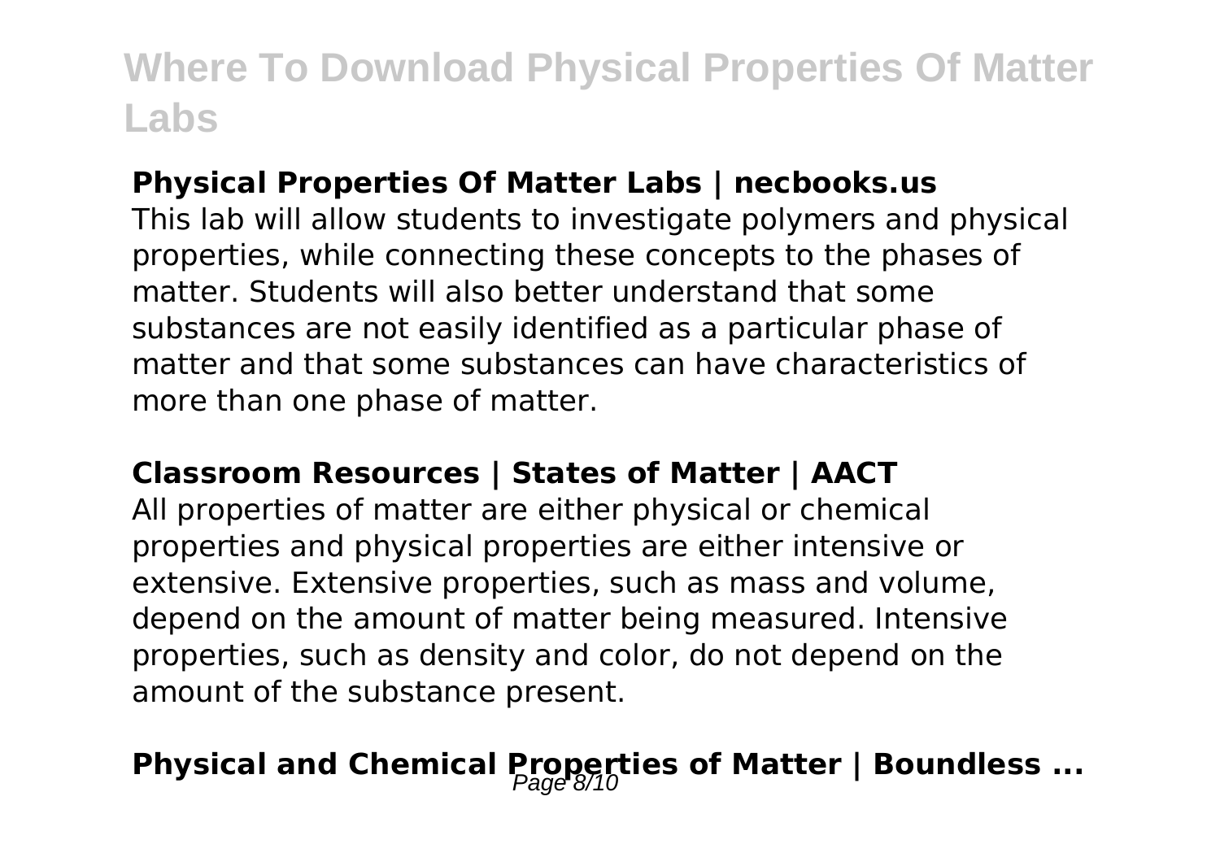### Physical Properties Of Matter Labs | necbooks.us

This lab will allow students to investigate polymers and physical properties, while connecting these concepts to the phases of matter. Students will also better understand that some substances are not easily identified as a particular phase of matter and that some substances can have characteristics of more than one phase of matter.

### Classroom Resources | States of Matter | AACT

All properties of matter are either physical or chemical properties and physical properties are either intensive or extensive. Extensive properties, such as mass and volume, depend on the amount of matter being measured. Intensive properties, such as density and color, do not depend on the amount of the substance present.

## Physical and Chemical Properties of Matter | Boundless ...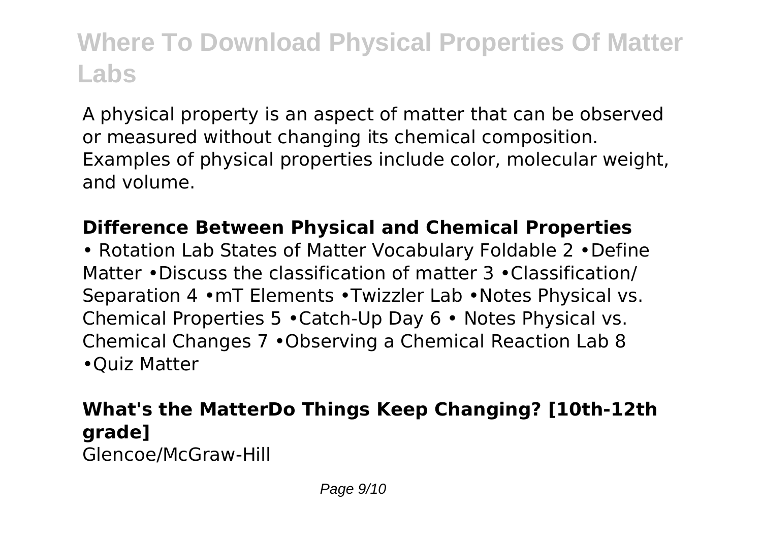A physical property is an aspect of matter that can be observed or measured without changing its chemical composition. Examples of physical properties include color, molecular weight, and volume.

## Difference Between Physical and Chemical Properties

• Rotation Lab States of Matter Vocabulary Foldable 2 •Define Matter •Discuss the classification of matter 3 •Classification/ Separation 4 •mT Elements •Twizzler Lab •Notes Physical vs. Chemical Properties 5 •Catch-Up Day 6 • Notes Physical vs. Chemical Changes 7 •Observing a Chemical Reaction Lab 8 •Quiz Matter

## What's the MatterDo Things Keep Changing? [10th-12th grade]

Glencoe/McGraw-Hill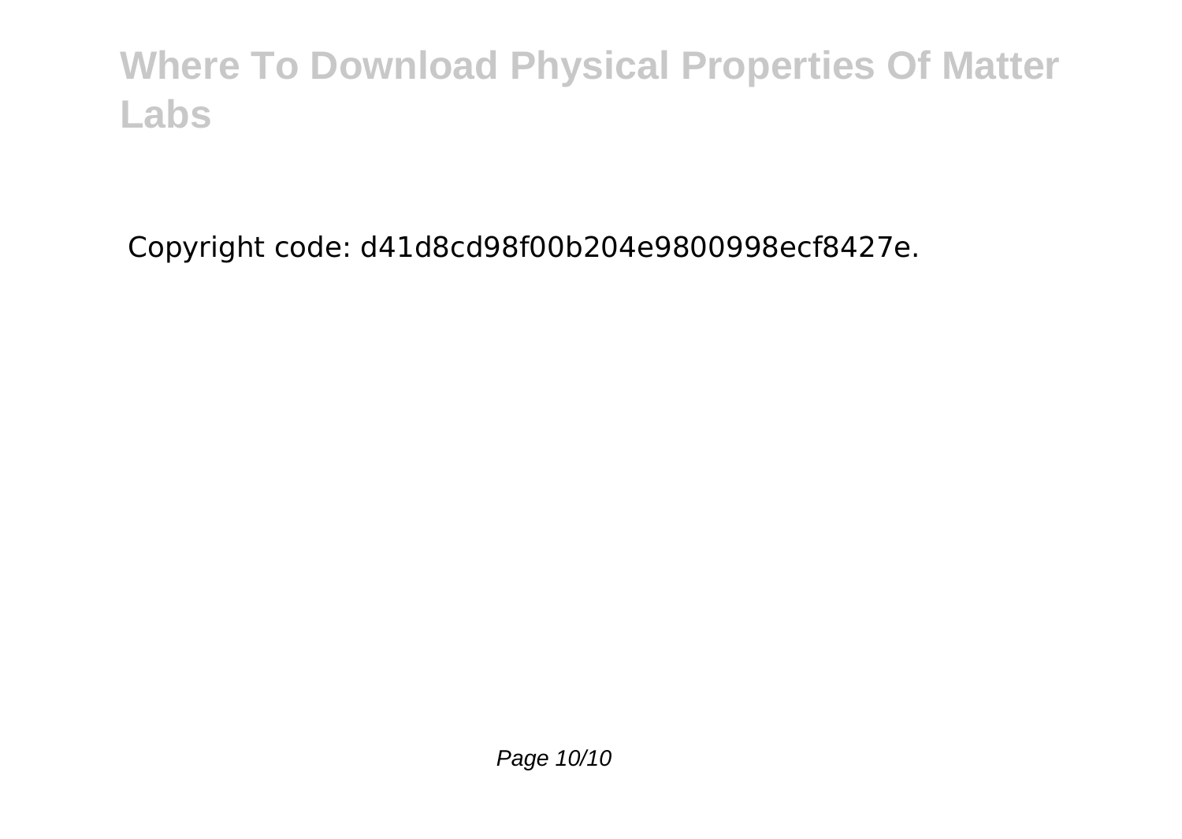Copyright code: d41d8cd98f00b204e9800998ecf8427e.